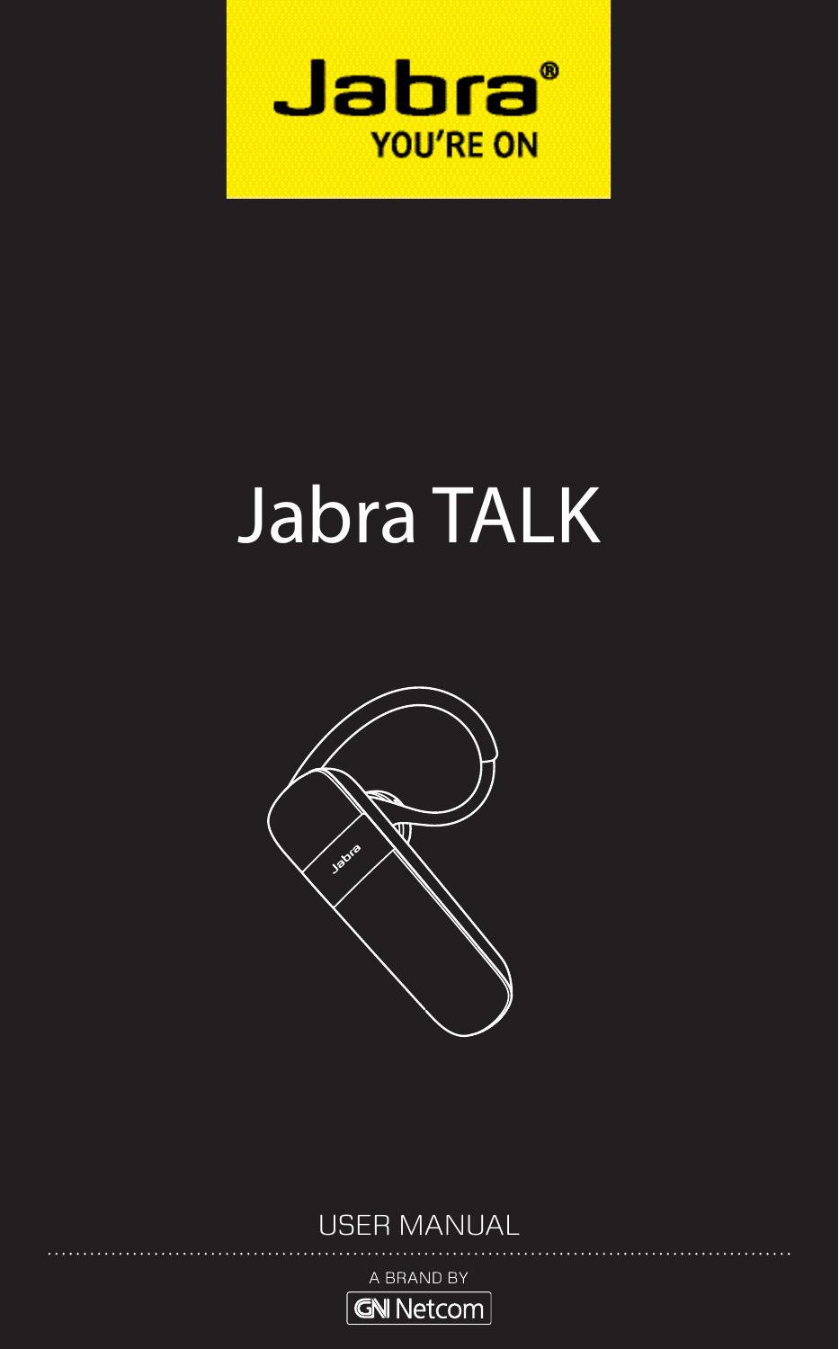Jabra®

YOU'RE ON

# Jabra TALK

USER MANUAL

A BRAND BY

GN Netcom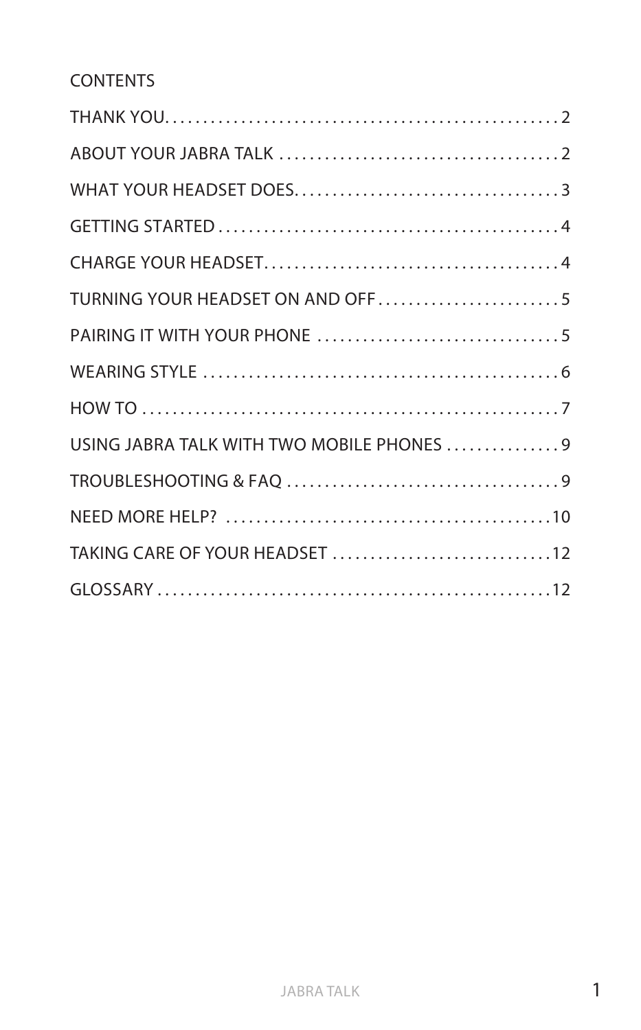CONTENTS

THANK YOU . . . . . . . . . . . . . . . . . . . . . . . . . . . . . . . . . . . . . . . . . . . . . . . . 2

ABOUT YOUR JABRA TALK . . . . . . . . . . . . . . . . . . . . . . . . . . . . . . . . . . . . 2

WHAT YOUR HEADSET DOES . . . . . . . . . . . . . . . . . . . . . . . . . . . . . . . . . . 3

GETTING STARTED . . . . . . . . . . . . . . . . . . . . . . . . . . . . . . . . . . . . . . . . . . . 4

CHARGE YOUR HEADSET . . . . . . . . . . . . . . . . . . . . . . . . . . . . . . . . . . . . . . 4

TURNING YOUR HEADSET ON AND OFF . . . . . . . . . . . . . . . . . . . . . . . . 5

PAIRING IT WITH YOUR PHONE . . . . . . . . . . . . . . . . . . . . . . . . . . . . . . . . 5

WEARING STYLE . . . . . . . . . . . . . . . . . . . . . . . . . . . . . . . . . . . . . . . . . . . . . 6

HOW TO . . . . . . . . . . . . . . . . . . . . . . . . . . . . . . . . . . . . . . . . . . . . . . . . . . . . 7

USING JABRA TALK WITH TWO MOBILE PHONES . . . . . . . . . . . . . . . 9

TROUBLESHOOTING & FAQ . . . . . . . . . . . . . . . . . . . . . . . . . . . . . . . . . . . . 9

NEED MORE HELP? . . . . . . . . . . . . . . . . . . . . . . . . . . . . . . . . . . . . . . . . . . 10

TAKING CARE OF YOUR HEADSET . . . . . . . . . . . . . . . . . . . . . . . . . . . . 12

GLOSSARY . . . . . . . . . . . . . . . . . . . . . . . . . . . . . . . . . . . . . . . . . . . . . . . . . 12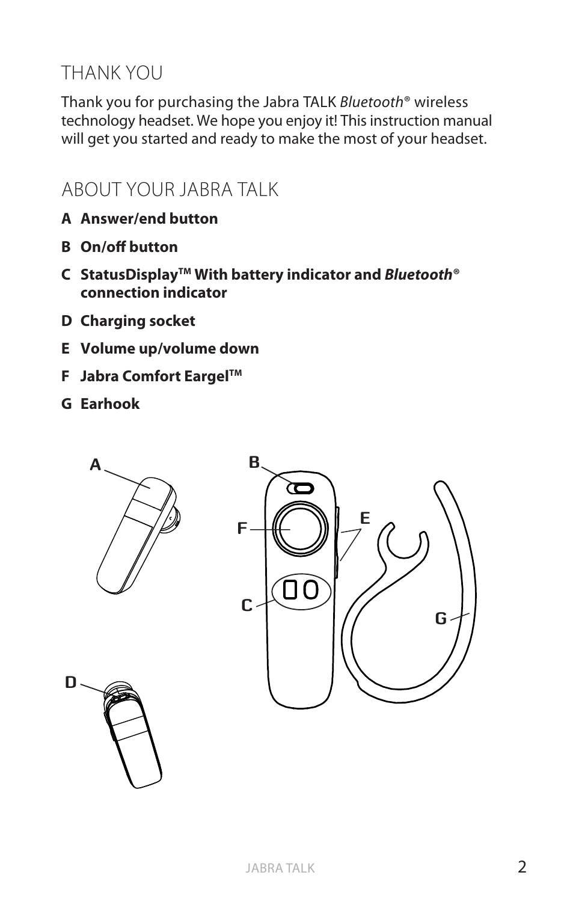## THANK YOU

Thank you for purchasing the Jabra TALK *Bluetooth*® wireless technology headset. We hope you enjoy it! This instruction manual will get you started and ready to make the most of your headset.

## ABOUT YOUR JABRA TALK

- **A Answer/end button**
- **B On/off button**
- **C StatusDisplay™ With battery indicator and *Bluetooth*® connection indicator**
- **D Charging socket**
- **E Volume up/volume down**
- **F Jabra Comfort Eargel™**
- **G Earhook**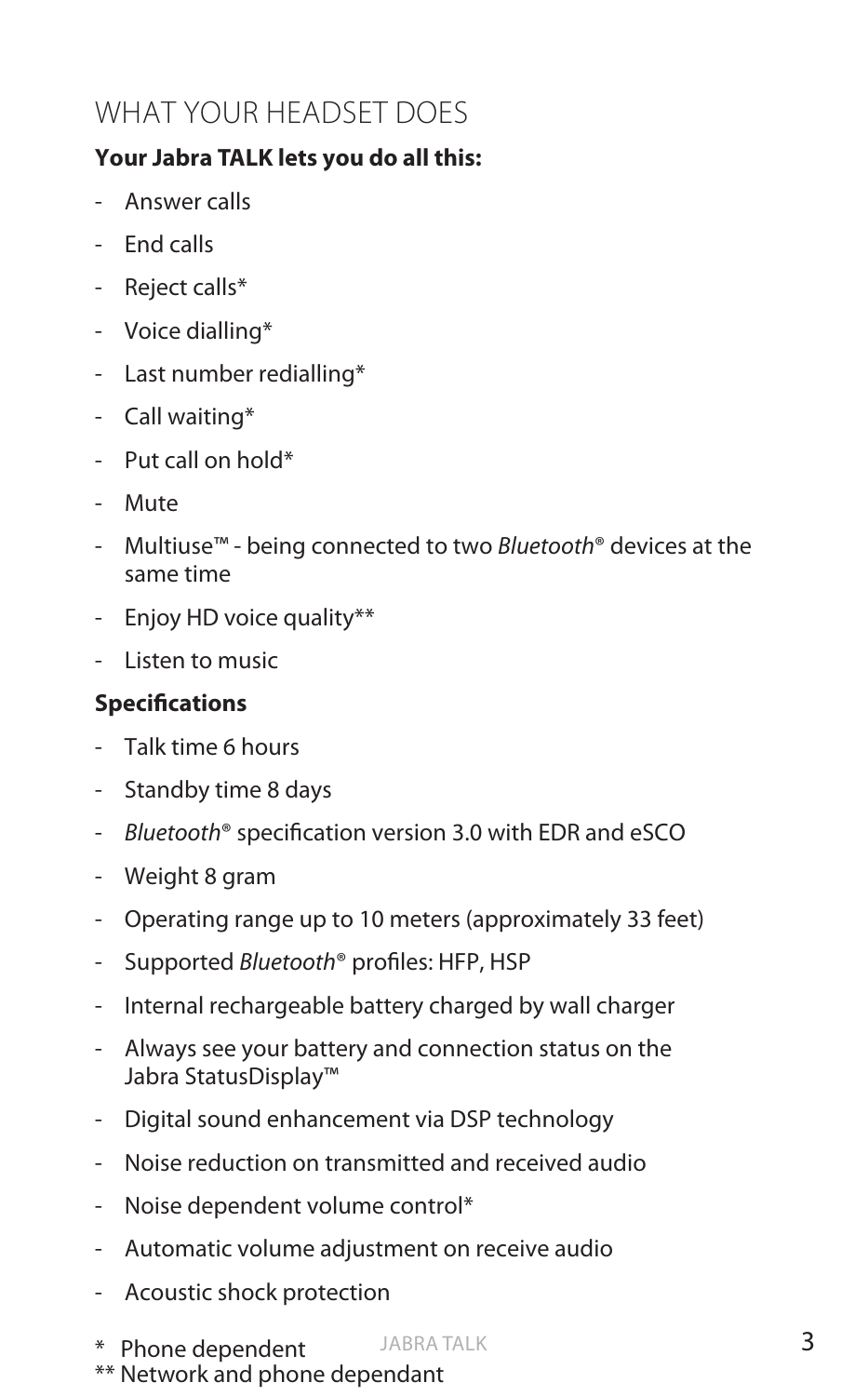## WHAT YOUR HEADSET DOES

**Your Jabra TALK lets you do all this:**

- Answer calls
- End calls
- Reject calls*
- Voice dialling*
- Last number redialling*
- Call waiting*
- Put call on hold*
- Mute
- Multiuse™ - being connected to two *Bluetooth*® devices at the same time
- Enjoy HD voice quality**
- Listen to music

**Specifications**

- Talk time 6 hours
- Standby time 8 days
- *Bluetooth*® specification version 3.0 with EDR and eSCO
- Weight 8 gram
- Operating range up to 10 meters (approximately 33 feet)
- Supported *Bluetooth*® profiles: HFP, HSP
- Internal rechargeable battery charged by wall charger
- Always see your battery and connection status on the Jabra StatusDisplay™
- Digital sound enhancement via DSP technology
- Noise reduction on transmitted and received audio
- Noise dependent volume control*
- Automatic volume adjustment on receive audio
- Acoustic shock protection

\* Phone dependent
** Network and phone dependant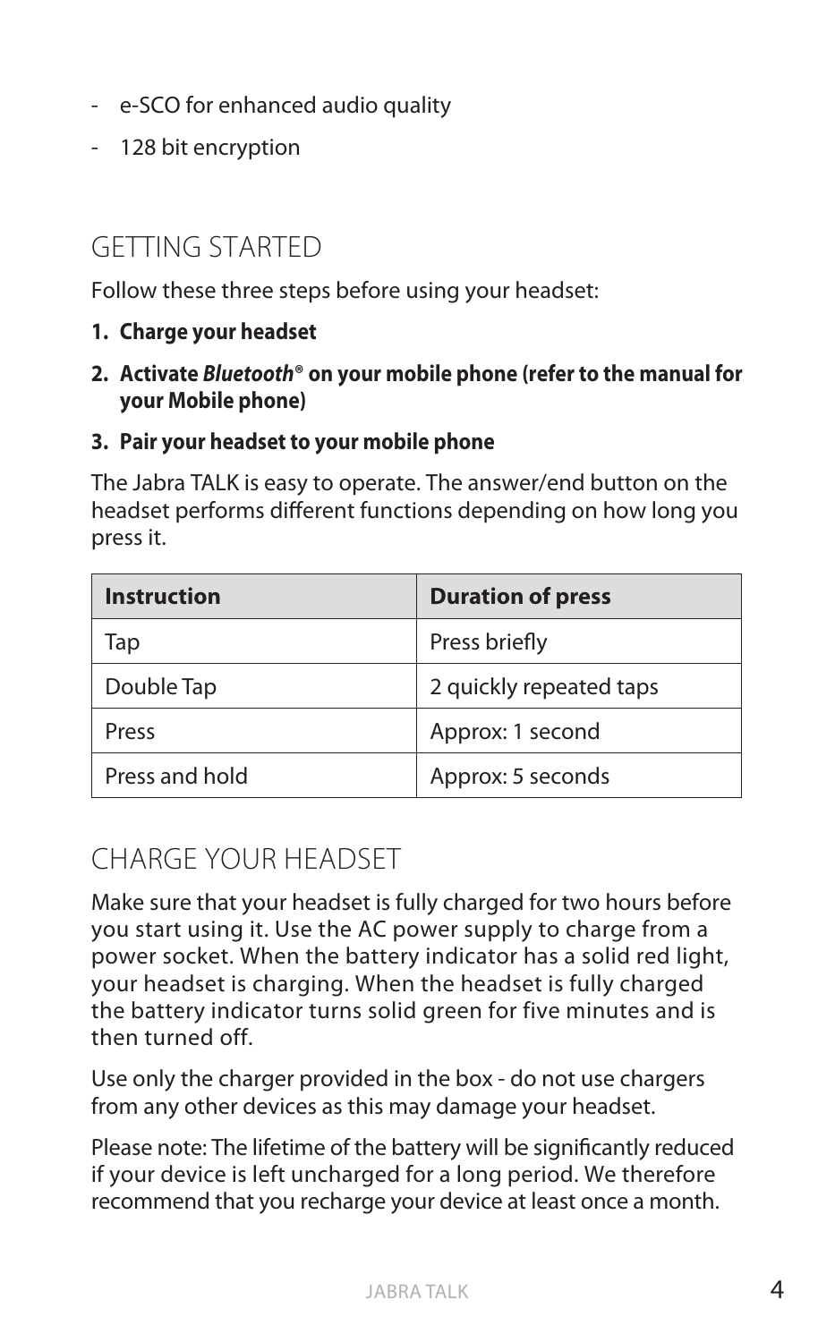- e-SCO for enhanced audio quality
- 128 bit encryption

## GETTING STARTED

Follow these three steps before using your headset:

1. **Charge your headset**
2. **Activate *Bluetooth*® on your mobile phone (refer to the manual for your Mobile phone)**
3. **Pair your headset to your mobile phone**

The Jabra TALK is easy to operate. The answer/end button on the headset performs different functions depending on how long you press it.

| Instruction | Duration of press |
| --- | --- |
| Tap | Press briefly |
| Double Tap | 2 quickly repeated taps |
| Press | Approx: 1 second |
| Press and hold | Approx: 5 seconds |

## CHARGE YOUR HEADSET

Make sure that your headset is fully charged for two hours before you start using it. Use the AC power supply to charge from a power socket. When the battery indicator has a solid red light, your headset is charging. When the headset is fully charged the battery indicator turns solid green for five minutes and is then turned off.

Use only the charger provided in the box - do not use chargers from any other devices as this may damage your headset.

Please note: The lifetime of the battery will be significantly reduced if your device is left uncharged for a long period. We therefore recommend that you recharge your device at least once a month.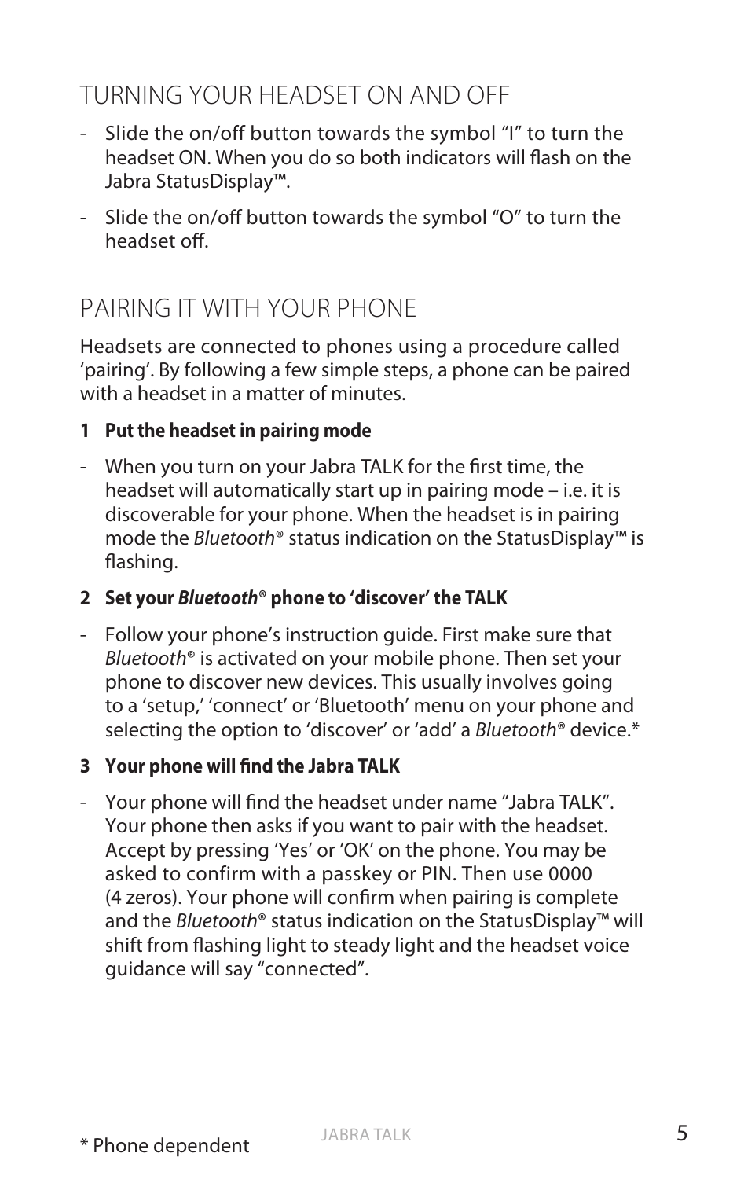## TURNING YOUR HEADSET ON AND OFF

- Slide the on/off button towards the symbol "I" to turn the headset ON. When you do so both indicators will flash on the Jabra StatusDisplay™.
- Slide the on/off button towards the symbol "O" to turn the headset off.

## PAIRING IT WITH YOUR PHONE

Headsets are connected to phones using a procedure called 'pairing'. By following a few simple steps, a phone can be paired with a headset in a matter of minutes.

**1 Put the headset in pairing mode**

- When you turn on your Jabra TALK for the first time, the headset will automatically start up in pairing mode – i.e. it is discoverable for your phone. When the headset is in pairing mode the *Bluetooth*® status indication on the StatusDisplay™ is flashing.

**2 Set your *Bluetooth*® phone to 'discover' the TALK**

- Follow your phone's instruction guide. First make sure that *Bluetooth*® is activated on your mobile phone. Then set your phone to discover new devices. This usually involves going to a 'setup,' 'connect' or 'Bluetooth' menu on your phone and selecting the option to 'discover' or 'add' a *Bluetooth*® device.*

**3 Your phone will find the Jabra TALK**

- Your phone will find the headset under name "Jabra TALK". Your phone then asks if you want to pair with the headset. Accept by pressing 'Yes' or 'OK' on the phone. You may be asked to confirm with a passkey or PIN. Then use 0000 (4 zeros). Your phone will confirm when pairing is complete and the *Bluetooth*® status indication on the StatusDisplay™ will shift from flashing light to steady light and the headset voice guidance will say "connected".

* Phone dependent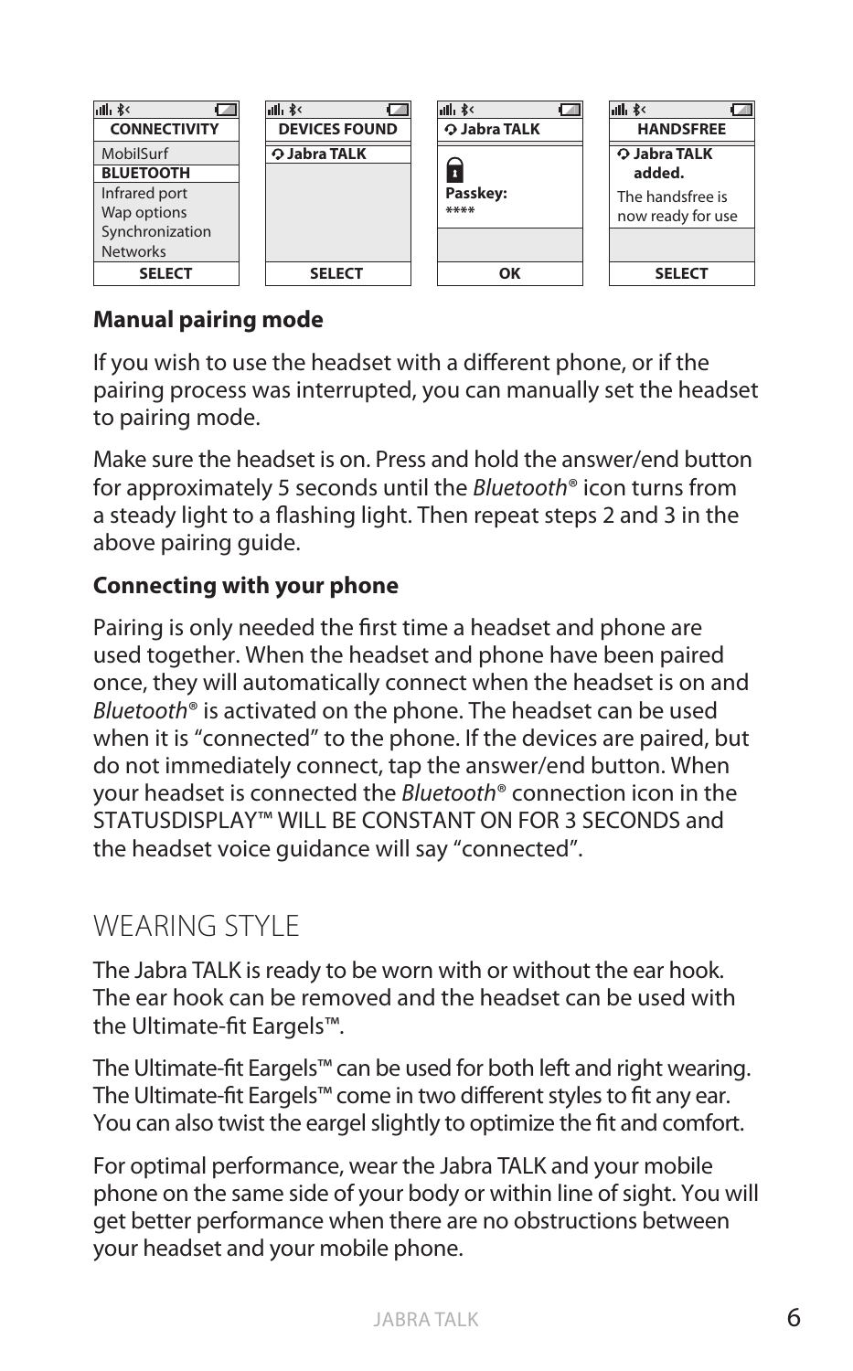| CONNECTIVITY | DEVICES FOUND | Jabra TALK | HANDSFREE |
|---|---|---|---|
| MobilSurf<br>**BLUETOOTH**<br>Infrared port<br>Wap options<br>Synchronization<br>Networks | Jabra TALK | Passkey:<br>**** | **Jabra TALK added.**<br>The handsfree is now ready for use |
| SELECT | SELECT | OK | SELECT |

### Manual pairing mode

If you wish to use the headset with a different phone, or if the pairing process was interrupted, you can manually set the headset to pairing mode.

Make sure the headset is on. Press and hold the answer/end button for approximately 5 seconds until the *Bluetooth*® icon turns from a steady light to a flashing light. Then repeat steps 2 and 3 in the above pairing guide.

### Connecting with your phone

Pairing is only needed the first time a headset and phone are used together. When the headset and phone have been paired once, they will automatically connect when the headset is on and *Bluetooth*® is activated on the phone. The headset can be used when it is "connected" to the phone. If the devices are paired, but do not immediately connect, tap the answer/end button. When your headset is connected the *Bluetooth*® connection icon in the STATUSDISPLAY™ WILL BE CONSTANT ON FOR 3 SECONDS and the headset voice guidance will say "connected".

## WEARING STYLE

The Jabra TALK is ready to be worn with or without the ear hook. The ear hook can be removed and the headset can be used with the Ultimate-fit Eargels™.

The Ultimate-fit Eargels™ can be used for both left and right wearing. The Ultimate-fit Eargels™ come in two different styles to fit any ear. You can also twist the eargel slightly to optimize the fit and comfort.

For optimal performance, wear the Jabra TALK and your mobile phone on the same side of your body or within line of sight. You will get better performance when there are no obstructions between your headset and your mobile phone.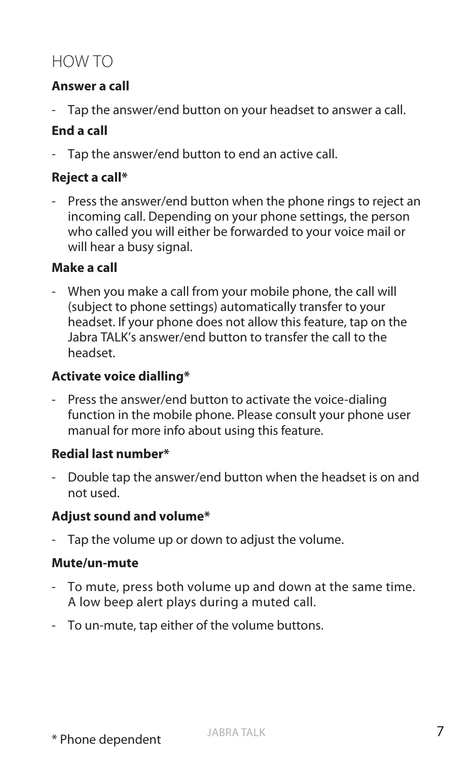# HOW TO

**Answer a call**

- Tap the answer/end button on your headset to answer a call.

**End a call**

- Tap the answer/end button to end an active call.

**Reject a call***

- Press the answer/end button when the phone rings to reject an incoming call. Depending on your phone settings, the person who called you will either be forwarded to your voice mail or will hear a busy signal.

**Make a call**

- When you make a call from your mobile phone, the call will (subject to phone settings) automatically transfer to your headset. If your phone does not allow this feature, tap on the Jabra TALK's answer/end button to transfer the call to the headset.

**Activate voice dialling***

- Press the answer/end button to activate the voice-dialing function in the mobile phone. Please consult your phone user manual for more info about using this feature.

**Redial last number***

- Double tap the answer/end button when the headset is on and not used.

**Adjust sound and volume***

- Tap the volume up or down to adjust the volume.

**Mute/un-mute**

- To mute, press both volume up and down at the same time. A low beep alert plays during a muted call.
- To un-mute, tap either of the volume buttons.

\* Phone dependent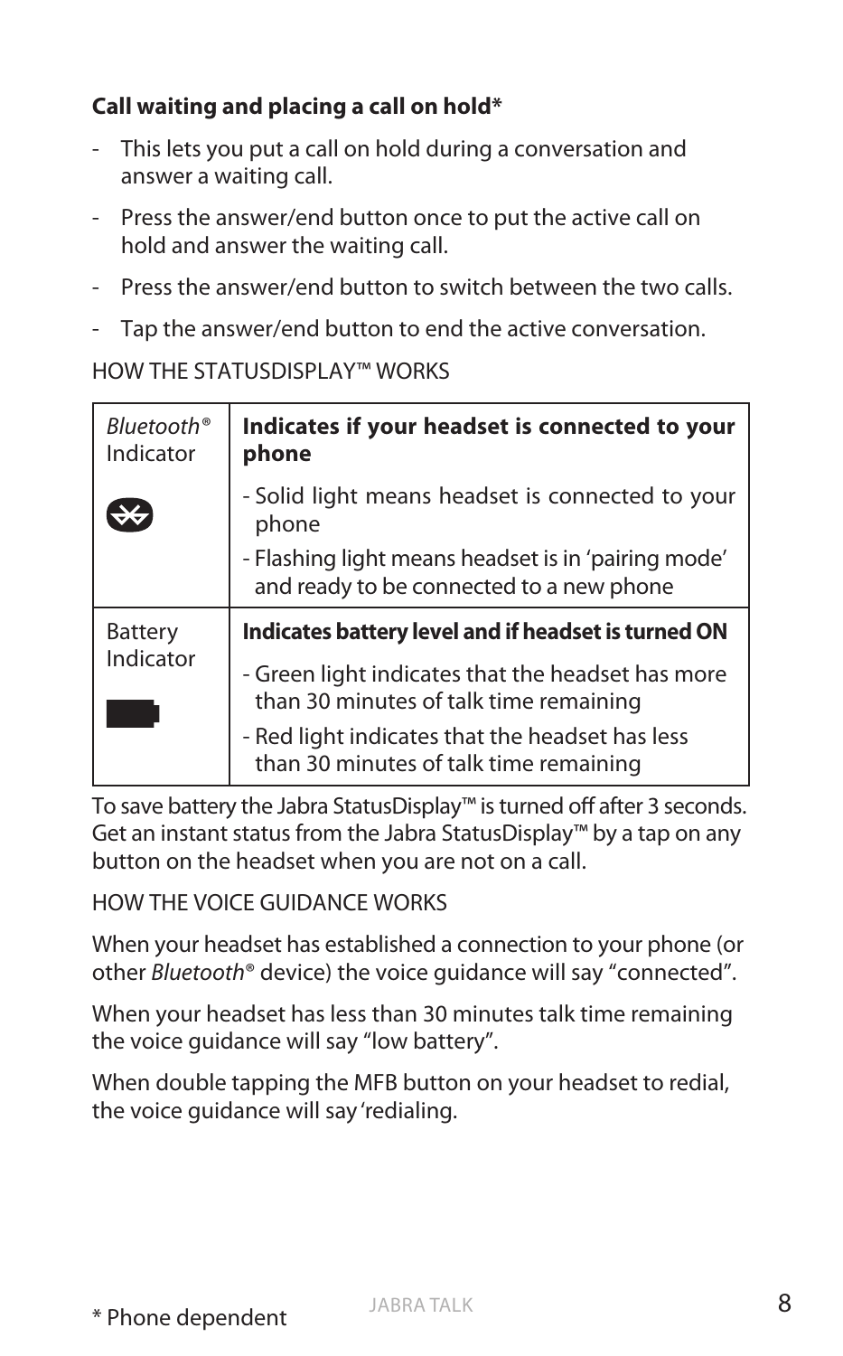**Call waiting and placing a call on hold***

- This lets you put a call on hold during a conversation and answer a waiting call.
- Press the answer/end button once to put the active call on hold and answer the waiting call.
- Press the answer/end button to switch between the two calls.
- Tap the answer/end button to end the active conversation.

HOW THE STATUSDISPLAY™ WORKS

| *Bluetooth*® Indicator | **Indicates if your headset is connected to your phone**<br>- Solid light means headset is connected to your phone<br>- Flashing light means headset is in 'pairing mode' and ready to be connected to a new phone |
|---|---|
| Battery Indicator | **Indicates battery level and if headset is turned ON**<br>- Green light indicates that the headset has more than 30 minutes of talk time remaining<br>- Red light indicates that the headset has less than 30 minutes of talk time remaining |

To save battery the Jabra StatusDisplay™ is turned off after 3 seconds. Get an instant status from the Jabra StatusDisplay™ by a tap on any button on the headset when you are not on a call.

HOW THE VOICE GUIDANCE WORKS

When your headset has established a connection to your phone (or other *Bluetooth*® device) the voice guidance will say "connected".

When your headset has less than 30 minutes talk time remaining the voice guidance will say "low battery".

When double tapping the MFB button on your headset to redial, the voice guidance will say 'redialing.

* Phone dependent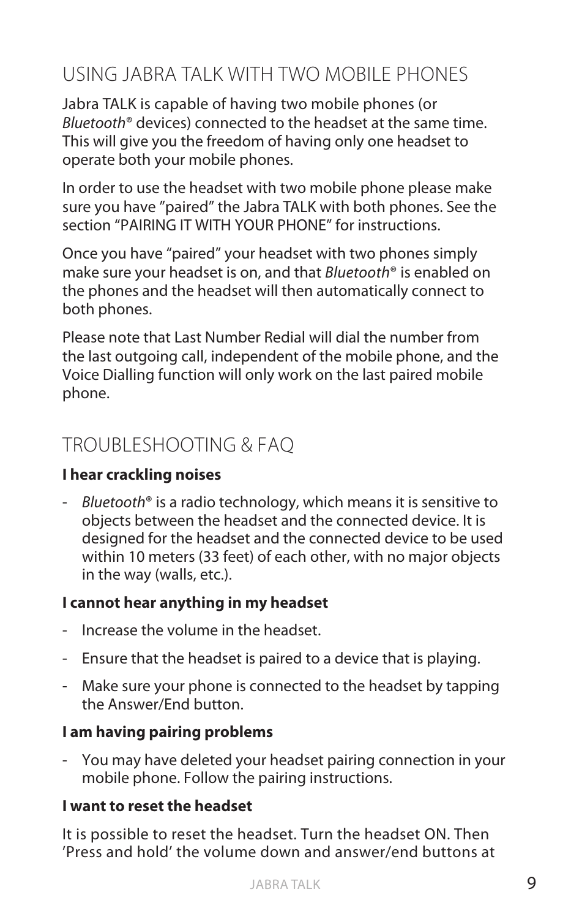## USING JABRA TALK WITH TWO MOBILE PHONES

Jabra TALK is capable of having two mobile phones (or *Bluetooth*® devices) connected to the headset at the same time. This will give you the freedom of having only one headset to operate both your mobile phones.

In order to use the headset with two mobile phone please make sure you have ”paired” the Jabra TALK with both phones. See the section “PAIRING IT WITH YOUR PHONE” for instructions.

Once you have “paired” your headset with two phones simply make sure your headset is on, and that *Bluetooth*® is enabled on the phones and the headset will then automatically connect to both phones.

Please note that Last Number Redial will dial the number from the last outgoing call, independent of the mobile phone, and the Voice Dialling function will only work on the last paired mobile phone.

## TROUBLESHOOTING & FAQ

**I hear crackling noises**

- *Bluetooth*® is a radio technology, which means it is sensitive to objects between the headset and the connected device. It is designed for the headset and the connected device to be used within 10 meters (33 feet) of each other, with no major objects in the way (walls, etc.).

**I cannot hear anything in my headset**

- Increase the volume in the headset.
- Ensure that the headset is paired to a device that is playing.
- Make sure your phone is connected to the headset by tapping the Answer/End button.

**I am having pairing problems**

- You may have deleted your headset pairing connection in your mobile phone. Follow the pairing instructions.

**I want to reset the headset**

It is possible to reset the headset. Turn the headset ON. Then ’Press and hold’ the volume down and answer/end buttons at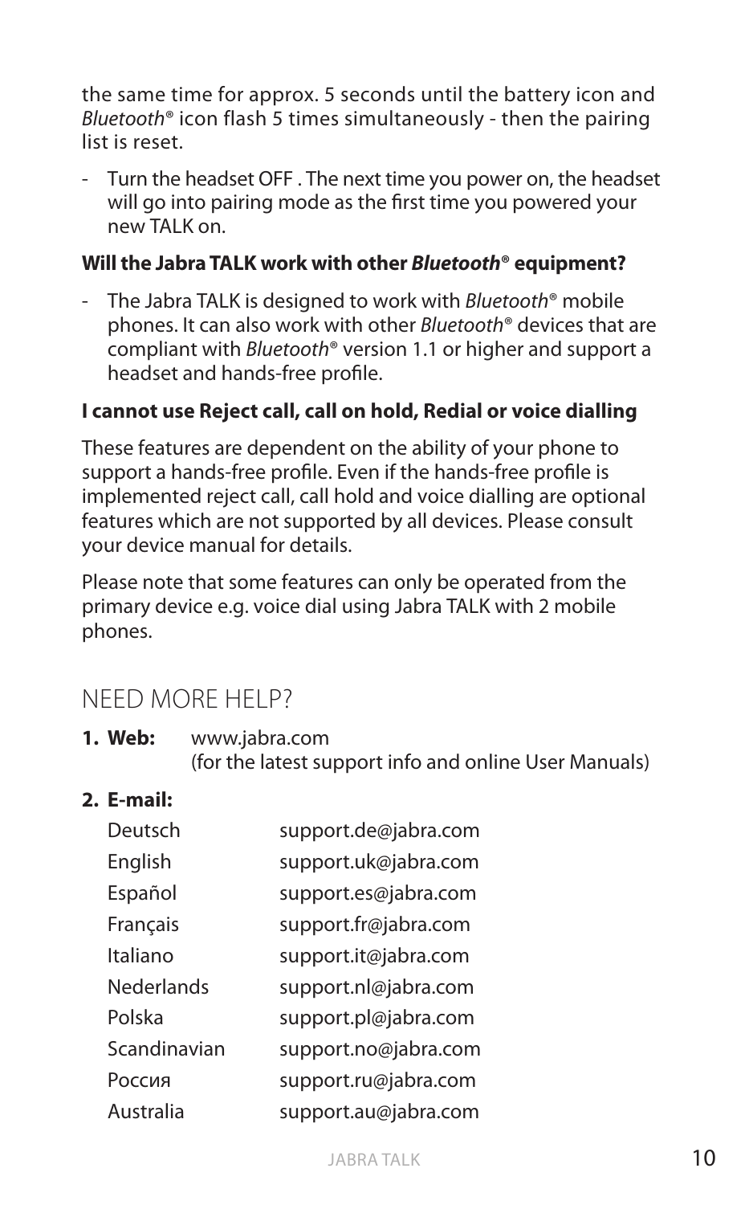the same time for approx. 5 seconds until the battery icon and *Bluetooth*® icon flash 5 times simultaneously - then the pairing list is reset.

- Turn the headset OFF . The next time you power on, the headset will go into pairing mode as the first time you powered your new TALK on.

**Will the Jabra TALK work with other *Bluetooth*® equipment?**

- The Jabra TALK is designed to work with *Bluetooth*® mobile phones. It can also work with other *Bluetooth*® devices that are compliant with *Bluetooth*® version 1.1 or higher and support a headset and hands-free profile.

**I cannot use Reject call, call on hold, Redial or voice dialling**

These features are dependent on the ability of your phone to support a hands-free profile. Even if the hands-free profile is implemented reject call, call hold and voice dialling are optional features which are not supported by all devices. Please consult your device manual for details.

Please note that some features can only be operated from the primary device e.g. voice dial using Jabra TALK with 2 mobile phones.

## NEED MORE HELP?

**1. Web:** www.jabra.com
(for the latest support info and online User Manuals)

**2. E-mail:**

| | |
|---|---|
| Deutsch | support.de@jabra.com |
| English | support.uk@jabra.com |
| Español | support.es@jabra.com |
| Français | support.fr@jabra.com |
| Italiano | support.it@jabra.com |
| Nederlands | support.nl@jabra.com |
| Polska | support.pl@jabra.com |
| Scandinavian | support.no@jabra.com |
| Россия | support.ru@jabra.com |
| Australia | support.au@jabra.com |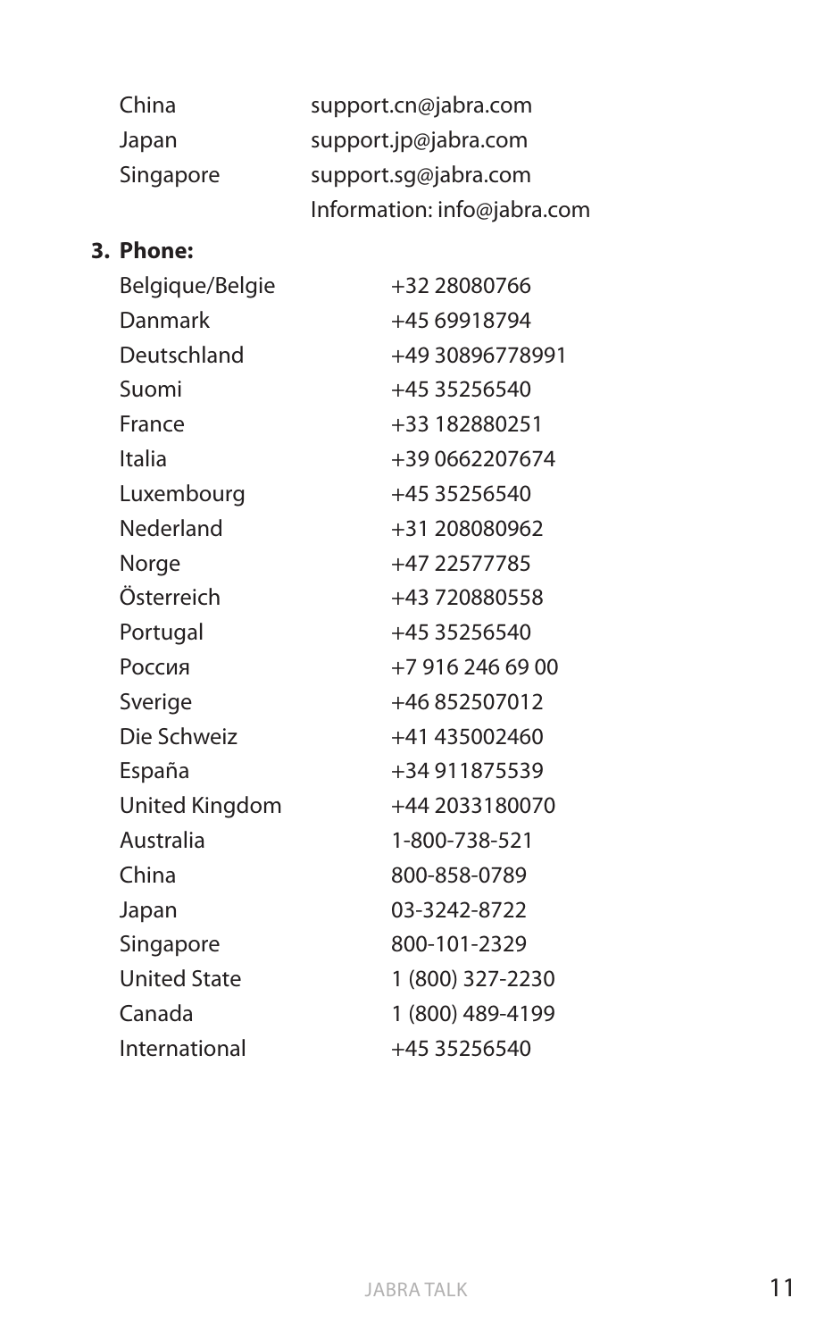| | |
|---|---|
| China | support.cn@jabra.com |
| Japan | support.jp@jabra.com |
| Singapore | support.sg@jabra.com |
| | Information: info@jabra.com |

**3. Phone:**

| | |
|---|---|
| Belgique/Belgie | +32 28080766 |
| Danmark | +45 69918794 |
| Deutschland | +49 30896778991 |
| Suomi | +45 35256540 |
| France | +33 182880251 |
| Italia | +39 0662207674 |
| Luxembourg | +45 35256540 |
| Nederland | +31 208080962 |
| Norge | +47 22577785 |
| Österreich | +43 720880558 |
| Portugal | +45 35256540 |
| Россия | +7 916 246 69 00 |
| Sverige | +46 852507012 |
| Die Schweiz | +41 435002460 |
| España | +34 911875539 |
| United Kingdom | +44 2033180070 |
| Australia | 1-800-738-521 |
| China | 800-858-0789 |
| Japan | 03-3242-8722 |
| Singapore | 800-101-2329 |
| United State | 1 (800) 327-2230 |
| Canada | 1 (800) 489-4199 |
| International | +45 35256540 |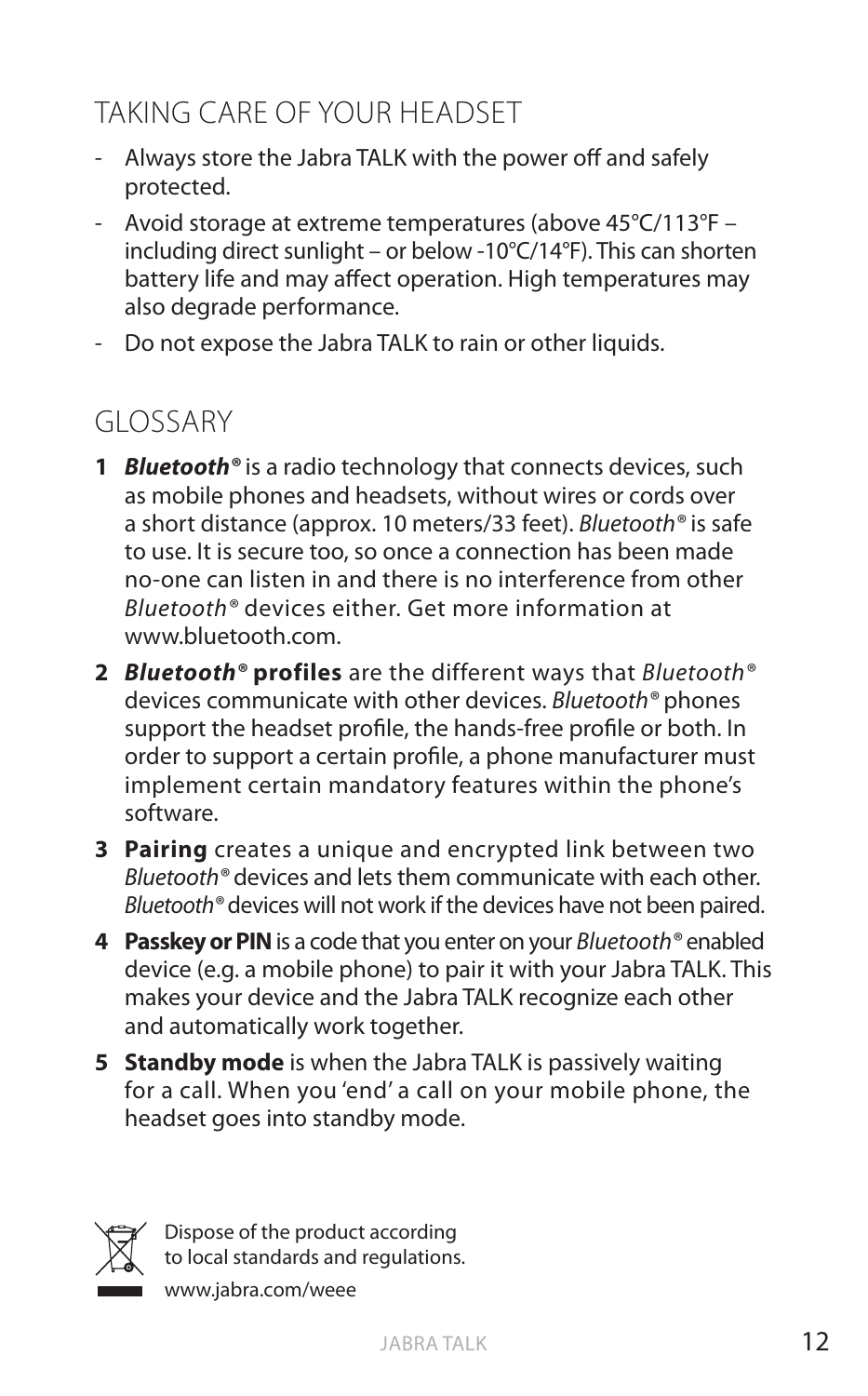## TAKING CARE OF YOUR HEADSET

- Always store the Jabra TALK with the power off and safely protected.
- Avoid storage at extreme temperatures (above 45°C/113°F – including direct sunlight – or below -10°C/14°F). This can shorten battery life and may affect operation. High temperatures may also degrade performance.
- Do not expose the Jabra TALK to rain or other liquids.

## GLOSSARY

1. ***Bluetooth®*** is a radio technology that connects devices, such as mobile phones and headsets, without wires or cords over a short distance (approx. 10 meters/33 feet). *Bluetooth®* is safe to use. It is secure too, so once a connection has been made no-one can listen in and there is no interference from other *Bluetooth®* devices either. Get more information at www.bluetooth.com.
2. ***Bluetooth®* profiles** are the different ways that *Bluetooth®* devices communicate with other devices. *Bluetooth®* phones support the headset profile, the hands-free profile or both. In order to support a certain profile, a phone manufacturer must implement certain mandatory features within the phone's software.
3. **Pairing** creates a unique and encrypted link between two *Bluetooth®* devices and lets them communicate with each other. *Bluetooth®* devices will not work if the devices have not been paired.
4. **Passkey or PIN** is a code that you enter on your *Bluetooth®* enabled device (e.g. a mobile phone) to pair it with your Jabra TALK. This makes your device and the Jabra TALK recognize each other and automatically work together.
5. **Standby mode** is when the Jabra TALK is passively waiting for a call. When you 'end' a call on your mobile phone, the headset goes into standby mode.

Dispose of the product according to local standards and regulations.
www.jabra.com/weee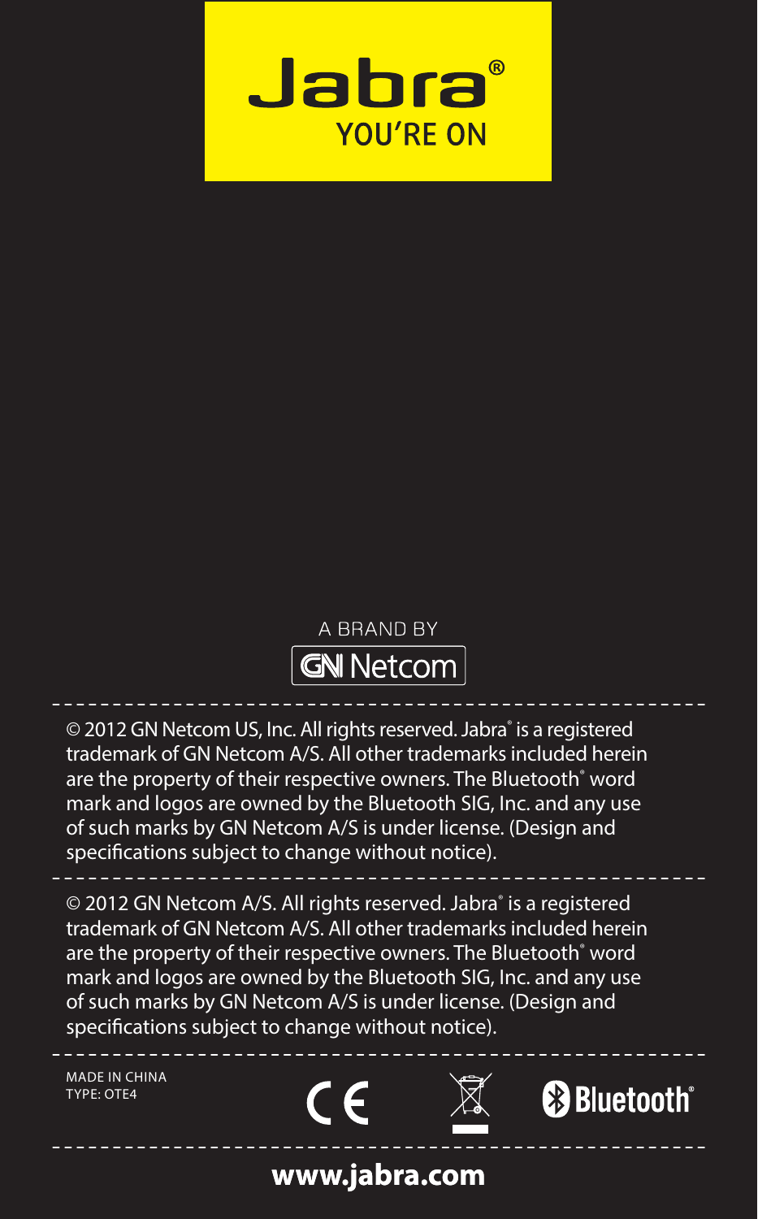Jabra®

YOU'RE ON

A BRAND BY

GN Netcom

© 2012 GN Netcom US, Inc. All rights reserved. Jabra® is a registered trademark of GN Netcom A/S. All other trademarks included herein are the property of their respective owners. The Bluetooth® word mark and logos are owned by the Bluetooth SIG, Inc. and any use of such marks by GN Netcom A/S is under license. (Design and specifications subject to change without notice).

© 2012 GN Netcom A/S. All rights reserved. Jabra® is a registered trademark of GN Netcom A/S. All other trademarks included herein are the property of their respective owners. The Bluetooth® word mark and logos are owned by the Bluetooth SIG, Inc. and any use of such marks by GN Netcom A/S is under license. (Design and specifications subject to change without notice).

MADE IN CHINA
TYPE: OTE4

CE

Bluetooth®

**www.jabra.com**